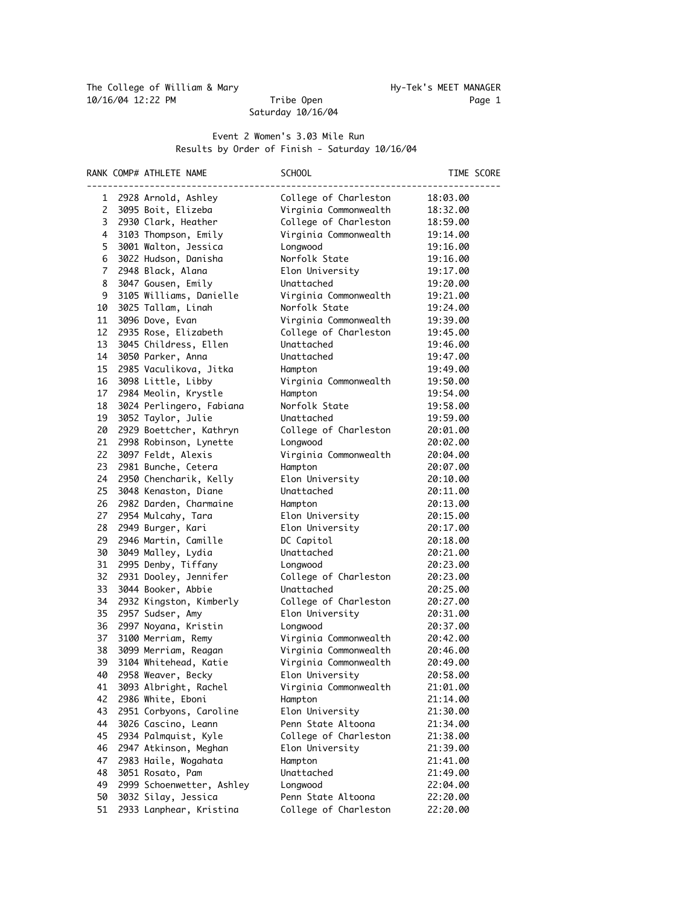The College of William & Mary — Hy-Tek's MEET MANAGER

10/16/04 12:22 PM

# Tribe Open

Saturday 10/16/04

## Event 2 Women's 3.03 Mile Run

### Results by Order of Finish - Saturday 10/16/04

| RANK | COMP# | ATHLETE NAME | SCHOOL | TIME | SCORE |
|---|---|---|---|---|---|
| 1 | 2928 | Arnold, Ashley | College of Charleston | 18:03.00 | |
| 2 | 3095 | Boit, Elizeba | Virginia Commonwealth | 18:32.00 | |
| 3 | 2930 | Clark, Heather | College of Charleston | 18:59.00 | |
| 4 | 3103 | Thompson, Emily | Virginia Commonwealth | 19:14.00 | |
| 5 | 3001 | Walton, Jessica | Longwood | 19:16.00 | |
| 6 | 3022 | Hudson, Danisha | Norfolk State | 19:16.00 | |
| 7 | 2948 | Black, Alana | Elon University | 19:17.00 | |
| 8 | 3047 | Gousen, Emily | Unattached | 19:20.00 | |
| 9 | 3105 | Williams, Danielle | Virginia Commonwealth | 19:21.00 | |
| 10 | 3025 | Tallam, Linah | Norfolk State | 19:24.00 | |
| 11 | 3096 | Dove, Evan | Virginia Commonwealth | 19:39.00 | |
| 12 | 2935 | Rose, Elizabeth | College of Charleston | 19:45.00 | |
| 13 | 3045 | Childress, Ellen | Unattached | 19:46.00 | |
| 14 | 3050 | Parker, Anna | Unattached | 19:47.00 | |
| 15 | 2985 | Vaculikova, Jitka | Hampton | 19:49.00 | |
| 16 | 3098 | Little, Libby | Virginia Commonwealth | 19:50.00 | |
| 17 | 2984 | Meolin, Krystle | Hampton | 19:54.00 | |
| 18 | 3024 | Perlingero, Fabiana | Norfolk State | 19:58.00 | |
| 19 | 3052 | Taylor, Julie | Unattached | 19:59.00 | |
| 20 | 2929 | Boettcher, Kathryn | College of Charleston | 20:01.00 | |
| 21 | 2998 | Robinson, Lynette | Longwood | 20:02.00 | |
| 22 | 3097 | Feldt, Alexis | Virginia Commonwealth | 20:04.00 | |
| 23 | 2981 | Bunche, Cetera | Hampton | 20:07.00 | |
| 24 | 2950 | Chencharik, Kelly | Elon University | 20:10.00 | |
| 25 | 3048 | Kenaston, Diane | Unattached | 20:11.00 | |
| 26 | 2982 | Darden, Charmaine | Hampton | 20:13.00 | |
| 27 | 2954 | Mulcahy, Tara | Elon University | 20:15.00 | |
| 28 | 2949 | Burger, Kari | Elon University | 20:17.00 | |
| 29 | 2946 | Martin, Camille | DC Capitol | 20:18.00 | |
| 30 | 3049 | Malley, Lydia | Unattached | 20:21.00 | |
| 31 | 2995 | Denby, Tiffany | Longwood | 20:23.00 | |
| 32 | 2931 | Dooley, Jennifer | College of Charleston | 20:23.00 | |
| 33 | 3044 | Booker, Abbie | Unattached | 20:25.00 | |
| 34 | 2932 | Kingston, Kimberly | College of Charleston | 20:27.00 | |
| 35 | 2957 | Sudser, Amy | Elon University | 20:31.00 | |
| 36 | 2997 | Noyana, Kristin | Longwood | 20:37.00 | |
| 37 | 3100 | Merriam, Remy | Virginia Commonwealth | 20:42.00 | |
| 38 | 3099 | Merriam, Reagan | Virginia Commonwealth | 20:46.00 | |
| 39 | 3104 | Whitehead, Katie | Virginia Commonwealth | 20:49.00 | |
| 40 | 2958 | Weaver, Becky | Elon University | 20:58.00 | |
| 41 | 3093 | Albright, Rachel | Virginia Commonwealth | 21:01.00 | |
| 42 | 2986 | White, Eboni | Hampton | 21:14.00 | |
| 43 | 2951 | Corbyons, Caroline | Elon University | 21:30.00 | |
| 44 | 3026 | Cascino, Leann | Penn State Altoona | 21:34.00 | |
| 45 | 2934 | Palmquist, Kyle | College of Charleston | 21:38.00 | |
| 46 | 2947 | Atkinson, Meghan | Elon University | 21:39.00 | |
| 47 | 2983 | Haile, Wogahata | Hampton | 21:41.00 | |
| 48 | 3051 | Rosato, Pam | Unattached | 21:49.00 | |
| 49 | 2999 | Schoenwetter, Ashley | Longwood | 22:04.00 | |
| 50 | 3032 | Silay, Jessica | Penn State Altoona | 22:20.00 | |
| 51 | 2933 | Lanphear, Kristina | College of Charleston | 22:20.00 | |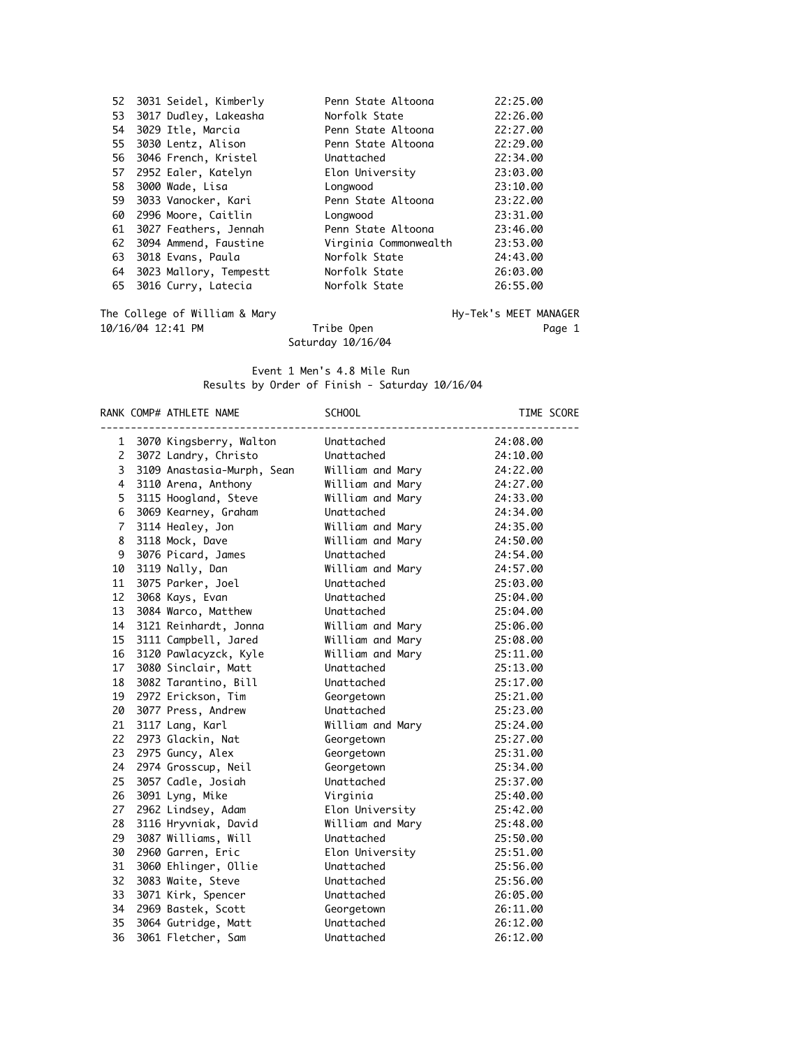| RANK | COMP# | ATHLETE NAME | SCHOOL | TIME |
|---|---|---|---|---|
| 52 | 3031 | Seidel, Kimberly | Penn State Altoona | 22:25.00 |
| 53 | 3017 | Dudley, Lakeasha | Norfolk State | 22:26.00 |
| 54 | 3029 | Itle, Marcia | Penn State Altoona | 22:27.00 |
| 55 | 3030 | Lentz, Alison | Penn State Altoona | 22:29.00 |
| 56 | 3046 | French, Kristel | Unattached | 22:34.00 |
| 57 | 2952 | Ealer, Katelyn | Elon University | 23:03.00 |
| 58 | 3000 | Wade, Lisa | Longwood | 23:10.00 |
| 59 | 3033 | Vanocker, Kari | Penn State Altoona | 23:22.00 |
| 60 | 2996 | Moore, Caitlin | Longwood | 23:31.00 |
| 61 | 3027 | Feathers, Jennah | Penn State Altoona | 23:46.00 |
| 62 | 3094 | Ammend, Faustine | Virginia Commonwealth | 23:53.00 |
| 63 | 3018 | Evans, Paula | Norfolk State | 24:43.00 |
| 64 | 3023 | Mallory, Tempestt | Norfolk State | 26:03.00 |
| 65 | 3016 | Curry, Latecia | Norfolk State | 26:55.00 |

The College of William & Mary — Hy-Tek's MEET MANAGER

10/16/04 12:41 PM — Tribe Open — Page 1

Saturday 10/16/04

## Event 1 Men's 4.8 Mile Run

Results by Order of Finish - Saturday 10/16/04

| RANK | COMP# | ATHLETE NAME | SCHOOL | TIME | SCORE |
|---|---|---|---|---|---|
| 1 | 3070 | Kingsberry, Walton | Unattached | 24:08.00 | |
| 2 | 3072 | Landry, Christo | Unattached | 24:10.00 | |
| 3 | 3109 | Anastasia-Murph, Sean | William and Mary | 24:22.00 | |
| 4 | 3110 | Arena, Anthony | William and Mary | 24:27.00 | |
| 5 | 3115 | Hoogland, Steve | William and Mary | 24:33.00 | |
| 6 | 3069 | Kearney, Graham | Unattached | 24:34.00 | |
| 7 | 3114 | Healey, Jon | William and Mary | 24:35.00 | |
| 8 | 3118 | Mock, Dave | William and Mary | 24:50.00 | |
| 9 | 3076 | Picard, James | Unattached | 24:54.00 | |
| 10 | 3119 | Nally, Dan | William and Mary | 24:57.00 | |
| 11 | 3075 | Parker, Joel | Unattached | 25:03.00 | |
| 12 | 3068 | Kays, Evan | Unattached | 25:04.00 | |
| 13 | 3084 | Warco, Matthew | Unattached | 25:04.00 | |
| 14 | 3121 | Reinhardt, Jonna | William and Mary | 25:06.00 | |
| 15 | 3111 | Campbell, Jared | William and Mary | 25:08.00 | |
| 16 | 3120 | Pawlacyzck, Kyle | William and Mary | 25:11.00 | |
| 17 | 3080 | Sinclair, Matt | Unattached | 25:13.00 | |
| 18 | 3082 | Tarantino, Bill | Unattached | 25:17.00 | |
| 19 | 2972 | Erickson, Tim | Georgetown | 25:21.00 | |
| 20 | 3077 | Press, Andrew | Unattached | 25:23.00 | |
| 21 | 3117 | Lang, Karl | William and Mary | 25:24.00 | |
| 22 | 2973 | Glackin, Nat | Georgetown | 25:27.00 | |
| 23 | 2975 | Guncy, Alex | Georgetown | 25:31.00 | |
| 24 | 2974 | Grosscup, Neil | Georgetown | 25:34.00 | |
| 25 | 3057 | Cadle, Josiah | Unattached | 25:37.00 | |
| 26 | 3091 | Lyng, Mike | Virginia | 25:40.00 | |
| 27 | 2962 | Lindsey, Adam | Elon University | 25:42.00 | |
| 28 | 3116 | Hryvniak, David | William and Mary | 25:48.00 | |
| 29 | 3087 | Williams, Will | Unattached | 25:50.00 | |
| 30 | 2960 | Garren, Eric | Elon University | 25:51.00 | |
| 31 | 3060 | Ehlinger, Ollie | Unattached | 25:56.00 | |
| 32 | 3083 | Waite, Steve | Unattached | 25:56.00 | |
| 33 | 3071 | Kirk, Spencer | Unattached | 26:05.00 | |
| 34 | 2969 | Bastek, Scott | Georgetown | 26:11.00 | |
| 35 | 3064 | Gutridge, Matt | Unattached | 26:12.00 | |
| 36 | 3061 | Fletcher, Sam | Unattached | 26:12.00 | |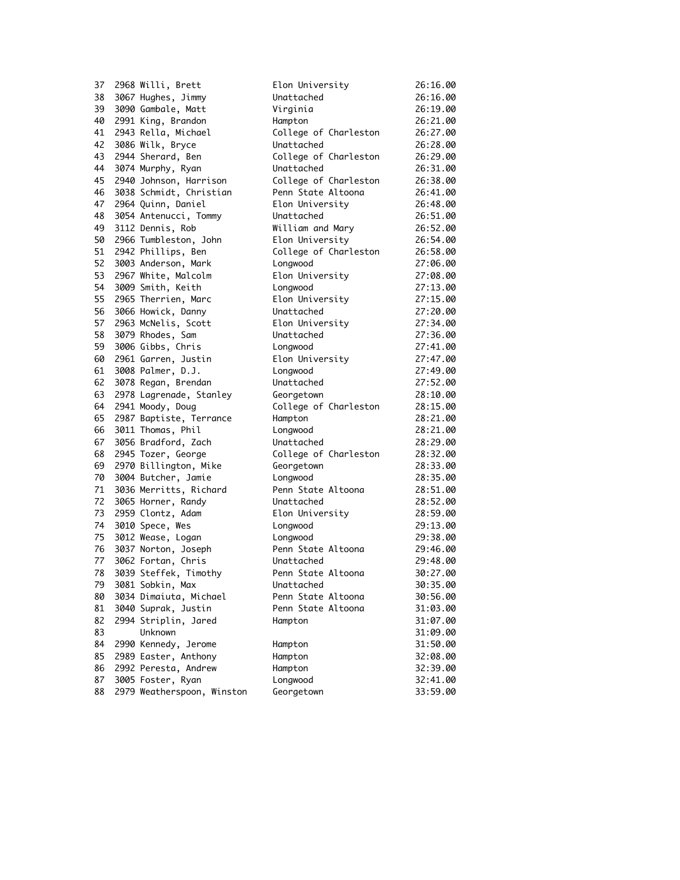| | | | | |
|---|---|---|---|---|
| 37 | 2968 | Willi, Brett | Elon University | 26:16.00 |
| 38 | 3067 | Hughes, Jimmy | Unattached | 26:16.00 |
| 39 | 3090 | Gambale, Matt | Virginia | 26:19.00 |
| 40 | 2991 | King, Brandon | Hampton | 26:21.00 |
| 41 | 2943 | Rella, Michael | College of Charleston | 26:27.00 |
| 42 | 3086 | Wilk, Bryce | Unattached | 26:28.00 |
| 43 | 2944 | Sherard, Ben | College of Charleston | 26:29.00 |
| 44 | 3074 | Murphy, Ryan | Unattached | 26:31.00 |
| 45 | 2940 | Johnson, Harrison | College of Charleston | 26:38.00 |
| 46 | 3038 | Schmidt, Christian | Penn State Altoona | 26:41.00 |
| 47 | 2964 | Quinn, Daniel | Elon University | 26:48.00 |
| 48 | 3054 | Antenucci, Tommy | Unattached | 26:51.00 |
| 49 | 3112 | Dennis, Rob | William and Mary | 26:52.00 |
| 50 | 2966 | Tumbleston, John | Elon University | 26:54.00 |
| 51 | 2942 | Phillips, Ben | College of Charleston | 26:58.00 |
| 52 | 3003 | Anderson, Mark | Longwood | 27:06.00 |
| 53 | 2967 | White, Malcolm | Elon University | 27:08.00 |
| 54 | 3009 | Smith, Keith | Longwood | 27:13.00 |
| 55 | 2965 | Therrien, Marc | Elon University | 27:15.00 |
| 56 | 3066 | Howick, Danny | Unattached | 27:20.00 |
| 57 | 2963 | McNelis, Scott | Elon University | 27:34.00 |
| 58 | 3079 | Rhodes, Sam | Unattached | 27:36.00 |
| 59 | 3006 | Gibbs, Chris | Longwood | 27:41.00 |
| 60 | 2961 | Garren, Justin | Elon University | 27:47.00 |
| 61 | 3008 | Palmer, D.J. | Longwood | 27:49.00 |
| 62 | 3078 | Regan, Brendan | Unattached | 27:52.00 |
| 63 | 2978 | Lagrenade, Stanley | Georgetown | 28:10.00 |
| 64 | 2941 | Moody, Doug | College of Charleston | 28:15.00 |
| 65 | 2987 | Baptiste, Terrance | Hampton | 28:21.00 |
| 66 | 3011 | Thomas, Phil | Longwood | 28:21.00 |
| 67 | 3056 | Bradford, Zach | Unattached | 28:29.00 |
| 68 | 2945 | Tozer, George | College of Charleston | 28:32.00 |
| 69 | 2970 | Billington, Mike | Georgetown | 28:33.00 |
| 70 | 3004 | Butcher, Jamie | Longwood | 28:35.00 |
| 71 | 3036 | Merritts, Richard | Penn State Altoona | 28:51.00 |
| 72 | 3065 | Horner, Randy | Unattached | 28:52.00 |
| 73 | 2959 | Clontz, Adam | Elon University | 28:59.00 |
| 74 | 3010 | Spece, Wes | Longwood | 29:13.00 |
| 75 | 3012 | Wease, Logan | Longwood | 29:38.00 |
| 76 | 3037 | Norton, Joseph | Penn State Altoona | 29:46.00 |
| 77 | 3062 | Fortan, Chris | Unattached | 29:48.00 |
| 78 | 3039 | Steffek, Timothy | Penn State Altoona | 30:27.00 |
| 79 | 3081 | Sobkin, Max | Unattached | 30:35.00 |
| 80 | 3034 | Dimaiuta, Michael | Penn State Altoona | 30:56.00 |
| 81 | 3040 | Suprak, Justin | Penn State Altoona | 31:03.00 |
| 82 | 2994 | Striplin, Jared | Hampton | 31:07.00 |
| 83 | | Unknown | | 31:09.00 |
| 84 | 2990 | Kennedy, Jerome | Hampton | 31:50.00 |
| 85 | 2989 | Easter, Anthony | Hampton | 32:08.00 |
| 86 | 2992 | Peresta, Andrew | Hampton | 32:39.00 |
| 87 | 3005 | Foster, Ryan | Longwood | 32:41.00 |
| 88 | 2979 | Weatherspoon, Winston | Georgetown | 33:59.00 |